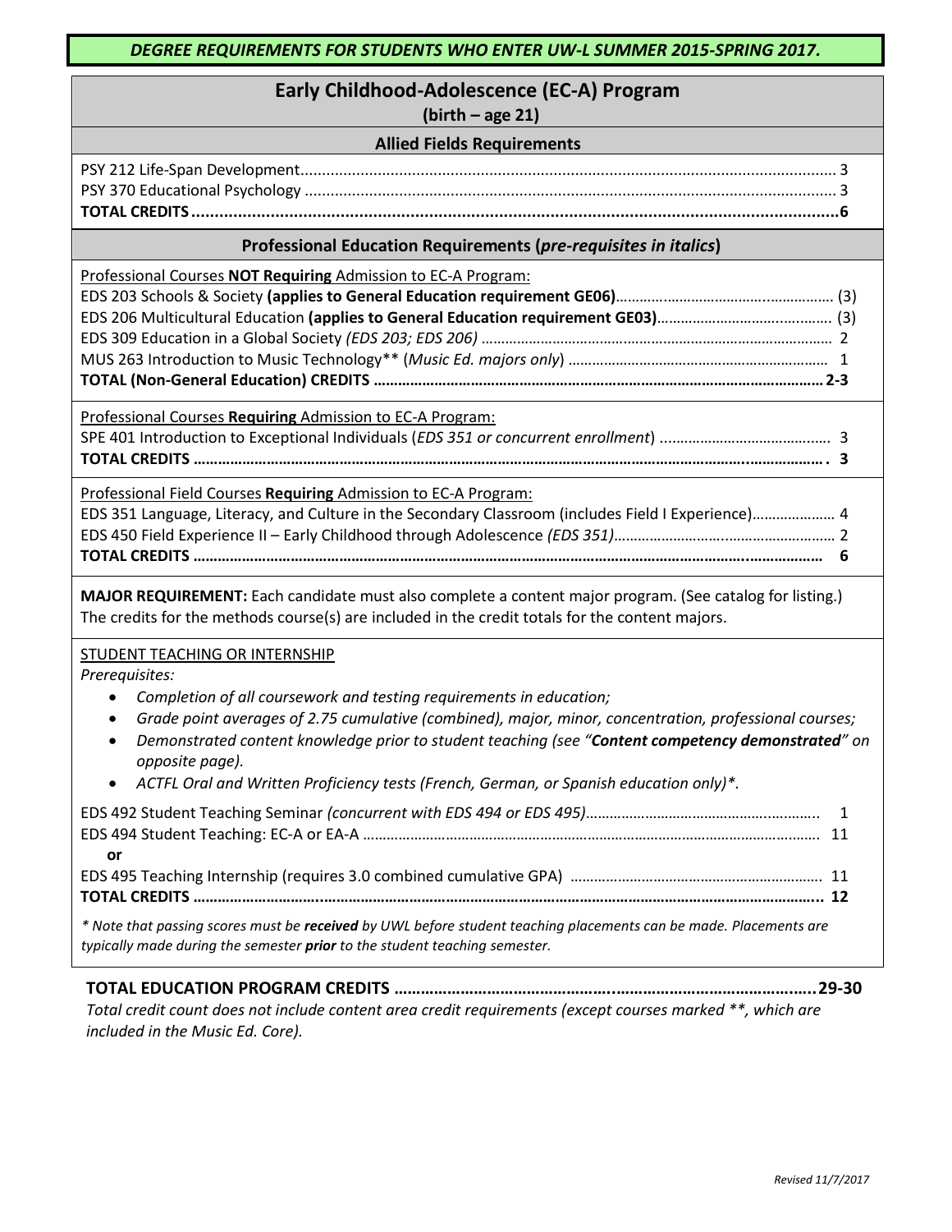***DEGREE REQUIREMENTS FOR STUDENTS WHO ENTER UW-L SUMMER 2015-SPRING 2017.***

# Early Childhood-Adolescence (EC-A) Program

**(birth – age 21)**

## Allied Fields Requirements

PSY 212 Life-Span Development ........................................ 3
PSY 370 Educational Psychology ........................................ 3
**TOTAL CREDITS ........................................6**

## Professional Education Requirements (*pre-requisites in italics*)

Professional Courses **NOT Requiring** Admission to EC-A Program:

EDS 203 Schools & Society **(applies to General Education requirement GE06)**........................................ (3)
EDS 206 Multicultural Education **(applies to General Education requirement GE03)**........................................ (3)
EDS 309 Education in a Global Society *(EDS 203; EDS 206)* ........................................ 2
MUS 263 Introduction to Music Technology** (*Music Ed. majors only*) ........................................ 1
**TOTAL (Non-General Education) CREDITS ........................................2-3**

Professional Courses **Requiring** Admission to EC-A Program:

SPE 401 Introduction to Exceptional Individuals (*EDS 351 or concurrent enrollment*) ........................................ 3
**TOTAL CREDITS ........................................ 3**

Professional Field Courses **Requiring** Admission to EC-A Program:

EDS 351 Language, Literacy, and Culture in the Secondary Classroom (includes Field I Experience)........................................ 4
EDS 450 Field Experience II – Early Childhood through Adolescence *(EDS 351)*........................................ 2
**TOTAL CREDITS ........................................ 6**

**MAJOR REQUIREMENT:** Each candidate must also complete a content major program. (See catalog for listing.) The credits for the methods course(s) are included in the credit totals for the content majors.

STUDENT TEACHING OR INTERNSHIP

*Prerequisites:*

- *Completion of all coursework and testing requirements in education;*
- *Grade point averages of 2.75 cumulative (combined), major, minor, concentration, professional courses;*
- *Demonstrated content knowledge prior to student teaching (see "**Content competency demonstrated**" on opposite page).*
- *ACTFL Oral and Written Proficiency tests (French, German, or Spanish education only)*.*

EDS 492 Student Teaching Seminar *(concurrent with EDS 494 or EDS 495)*........................................ 1
EDS 494 Student Teaching: EC-A or EA-A ........................................ 11
**or**
EDS 495 Teaching Internship (requires 3.0 combined cumulative GPA) ........................................ 11
**TOTAL CREDITS ........................................ 12**

*\* Note that passing scores must be **received** by UWL before student teaching placements can be made. Placements are typically made during the semester **prior** to the student teaching semester.*

**TOTAL EDUCATION PROGRAM CREDITS ........................................29-30**

*Total credit count does not include content area credit requirements (except courses marked **, which are included in the Music Ed. Core).*

*Revised 11/7/2017*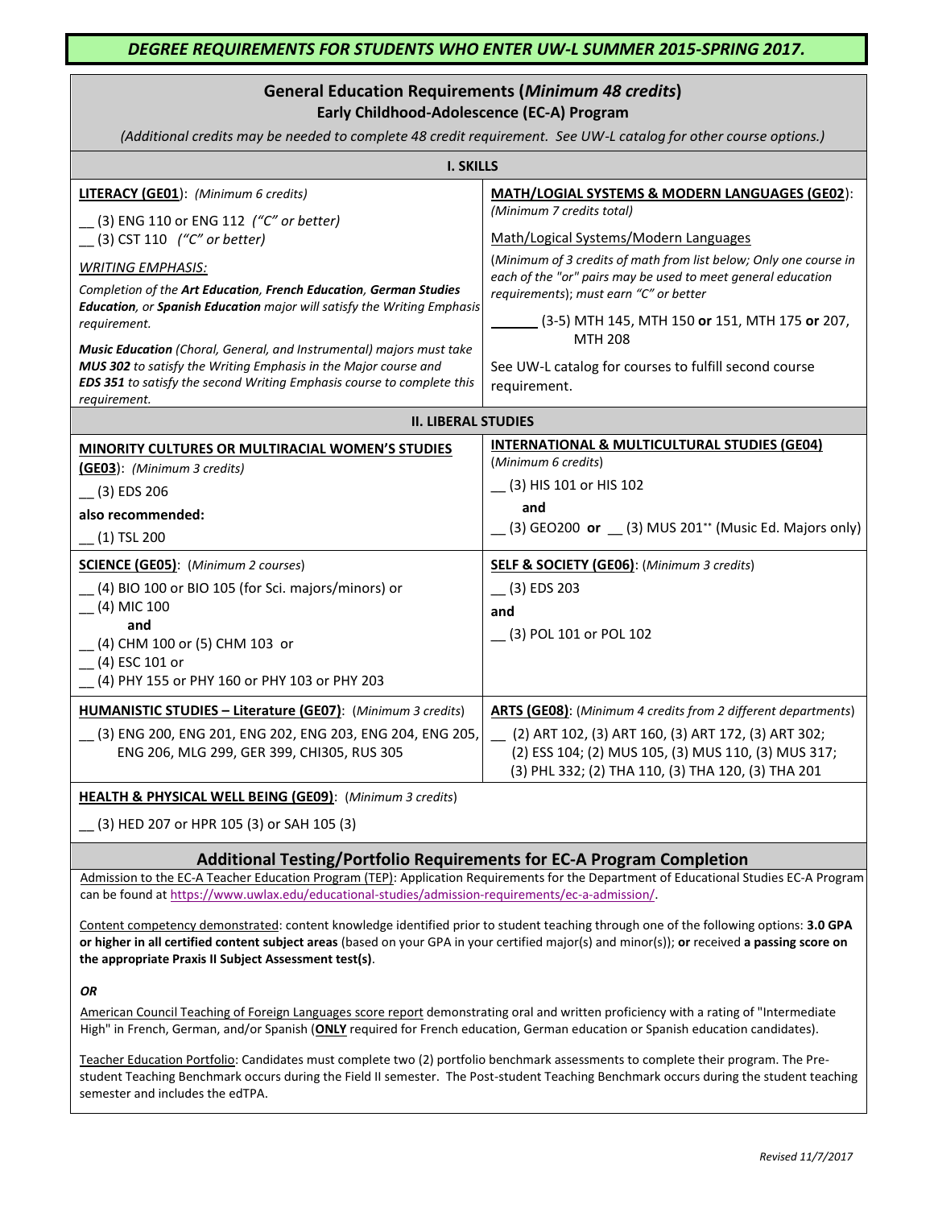## *DEGREE REQUIREMENTS FOR STUDENTS WHO ENTER UW-L SUMMER 2015-SPRING 2017.*

# General Education Requirements (*Minimum 48 credits*)

### Early Childhood-Adolescence (EC-A) Program

*(Additional credits may be needed to complete 48 credit requirement. See UW-L catalog for other course options.)*

## I. SKILLS

**LITERACY (GE01)**: *(Minimum 6 credits)*

__ (3) ENG 110 or ENG 112 *("C" or better)*
__ (3) CST 110 *("C" or better)*

*WRITING EMPHASIS:*

*Completion of the **Art Education**, **French Education**, **German Studies Education**, or **Spanish Education** major will satisfy the Writing Emphasis requirement.*

***Music Education** (Choral, General, and Instrumental) majors must take **MUS 302** to satisfy the Writing Emphasis in the Major course and **EDS 351** to satisfy the second Writing Emphasis course to complete this requirement.*

**MATH/LOGIAL SYSTEMS & MODERN LANGUAGES (GE02)**: *(Minimum 7 credits total)*

Math/Logical Systems/Modern Languages

(*Minimum of 3 credits of math from list below; Only one course in each of the "or" pairs may be used to meet general education requirements*); *must earn "C" or better*

______ (3-5) MTH 145, MTH 150 **or** 151, MTH 175 **or** 207, MTH 208

See UW-L catalog for courses to fulfill second course requirement.

## II. LIBERAL STUDIES

**MINORITY CULTURES OR MULTIRACIAL WOMEN'S STUDIES (GE03)**: *(Minimum 3 credits)*

__ (3) EDS 206

**also recommended:**

__ (1) TSL 200

**INTERNATIONAL & MULTICULTURAL STUDIES (GE04)** (*Minimum 6 credits*)

__ (3) HIS 101 or HIS 102

**and**

__ (3) GEO200 **or** __ (3) MUS 201** (Music Ed. Majors only)

**SCIENCE (GE05)**: (*Minimum 2 courses*)

__ (4) BIO 100 or BIO 105 (for Sci. majors/minors) or
__ (4) MIC 100

**and**

__ (4) CHM 100 or (5) CHM 103 or
__ (4) ESC 101 or
__ (4) PHY 155 or PHY 160 or PHY 103 or PHY 203

**SELF & SOCIETY (GE06)**: (*Minimum 3 credits*)

__ (3) EDS 203

**and**

__ (3) POL 101 or POL 102

**HUMANISTIC STUDIES – Literature (GE07)**: (*Minimum 3 credits*)

__ (3) ENG 200, ENG 201, ENG 202, ENG 203, ENG 204, ENG 205, ENG 206, MLG 299, GER 399, CHI305, RUS 305

**ARTS (GE08)**: (*Minimum 4 credits from 2 different departments*)

__ (2) ART 102, (3) ART 160, (3) ART 172, (3) ART 302; (2) ESS 104; (2) MUS 105, (3) MUS 110, (3) MUS 317; (3) PHL 332; (2) THA 110, (3) THA 120, (3) THA 201

**HEALTH & PHYSICAL WELL BEING (GE09)**: (*Minimum 3 credits*)

__ (3) HED 207 or HPR 105 (3) or SAH 105 (3)

## Additional Testing/Portfolio Requirements for EC-A Program Completion

Admission to the EC-A Teacher Education Program (TEP): Application Requirements for the Department of Educational Studies EC-A Program can be found at https://www.uwlax.edu/educational-studies/admission-requirements/ec-a-admission/.

Content competency demonstrated: content knowledge identified prior to student teaching through one of the following options: **3.0 GPA or higher in all certified content subject areas** (based on your GPA in your certified major(s) and minor(s)); **or** received **a passing score on the appropriate Praxis II Subject Assessment test(s)**.

***OR***

American Council Teaching of Foreign Languages score report demonstrating oral and written proficiency with a rating of "Intermediate High" in French, German, and/or Spanish (**ONLY** required for French education, German education or Spanish education candidates).

Teacher Education Portfolio: Candidates must complete two (2) portfolio benchmark assessments to complete their program. The Pre-student Teaching Benchmark occurs during the Field II semester. The Post-student Teaching Benchmark occurs during the student teaching semester and includes the edTPA.

*Revised 11/7/2017*